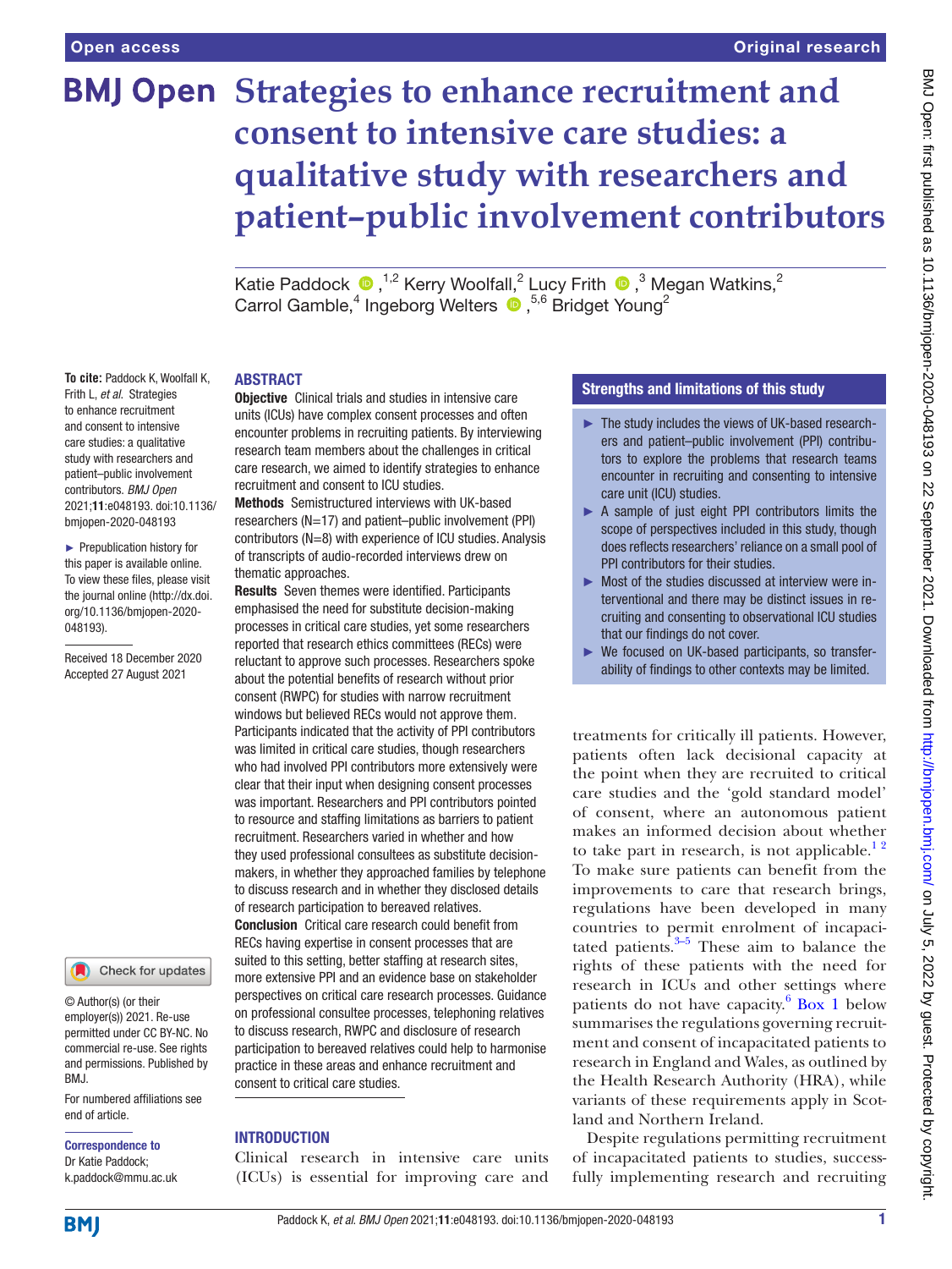Open access

Original research

# Strategies to enhance recruitment and consent to intensive care studies: a qualitative study with researchers and patient–public involvement contributors

Katie Paddock,[1,2] Kerry Woolfall,[2] Lucy Frith,[3] Megan Watkins,[2] Carrol Gamble,[4] Ingeborg Welters,[5,6] Bridget Young[2]

**To cite:** Paddock K, Woolfall K, Frith L, *et al*. Strategies to enhance recruitment and consent to intensive care studies: a qualitative study with researchers and patient–public involvement contributors. *BMJ Open* 2021;**11**:e048193. doi:10.1136/bmjopen-2020-048193

► Prepublication history for this paper is available online. To view these files, please visit the journal online (http://dx.doi.org/10.1136/bmjopen-2020-048193).

Received 18 December 2020
Accepted 27 August 2021

© Author(s) (or their employer(s)) 2021. Re-use permitted under CC BY-NC. No commercial re-use. See rights and permissions. Published by BMJ.

For numbered affiliations see end of article.

**Correspondence to**
Dr Katie Paddock;
k.paddock@mmu.ac.uk

## ABSTRACT

**Objective** Clinical trials and studies in intensive care units (ICUs) have complex consent processes and often encounter problems in recruiting patients. By interviewing research team members about the challenges in critical care research, we aimed to identify strategies to enhance recruitment and consent to ICU studies.

**Methods** Semistructured interviews with UK-based researchers (N=17) and patient–public involvement (PPI) contributors (N=8) with experience of ICU studies. Analysis of transcripts of audio-recorded interviews drew on thematic approaches.

**Results** Seven themes were identified. Participants emphasised the need for substitute decision-making processes in critical care studies, yet some researchers reported that research ethics committees (RECs) were reluctant to approve such processes. Researchers spoke about the potential benefits of research without prior consent (RWPC) for studies with narrow recruitment windows but believed RECs would not approve them. Participants indicated that the activity of PPI contributors was limited in critical care studies, though researchers who had involved PPI contributors more extensively were clear that their input when designing consent processes was important. Researchers and PPI contributors pointed to resource and staffing limitations as barriers to patient recruitment. Researchers varied in whether and how they used professional consultees as substitute decision-makers, in whether they approached families by telephone to discuss research and in whether they disclosed details of research participation to bereaved relatives.

**Conclusion** Critical care research could benefit from RECs having expertise in consent processes that are suited to this setting, better staffing at research sites, more extensive PPI and an evidence base on stakeholder perspectives on critical care research processes. Guidance on professional consultee processes, telephoning relatives to discuss research, RWPC and disclosure of research participation to bereaved relatives could help to harmonise practice in these areas and enhance recruitment and consent to critical care studies.

### Strengths and limitations of this study

- ► The study includes the views of UK-based researchers and patient–public involvement (PPI) contributors to explore the problems that research teams encounter in recruiting and consenting to intensive care unit (ICU) studies.
- ► A sample of just eight PPI contributors limits the scope of perspectives included in this study, though does reflects researchers' reliance on a small pool of PPI contributors for their studies.
- ► Most of the studies discussed at interview were interventional and there may be distinct issues in recruiting and consenting to observational ICU studies that our findings do not cover.
- ► We focused on UK-based participants, so transferability of findings to other contexts may be limited.

## INTRODUCTION

Clinical research in intensive care units (ICUs) is essential for improving care and treatments for critically ill patients. However, patients often lack decisional capacity at the point when they are recruited to critical care studies and the 'gold standard model' of consent, where an autonomous patient makes an informed decision about whether to take part in research, is not applicable.[1,2] To make sure patients can benefit from the improvements to care that research brings, regulations have been developed in many countries to permit enrolment of incapacitated patients.[3–5] These aim to balance the rights of these patients with the need for research in ICUs and other settings where patients do not have capacity.[6] Box 1 below summarises the regulations governing recruitment and consent of incapacitated patients to research in England and Wales, as outlined by the Health Research Authority (HRA), while variants of these requirements apply in Scotland and Northern Ireland.

Despite regulations permitting recruitment of incapacitated patients to studies, successfully implementing research and recruiting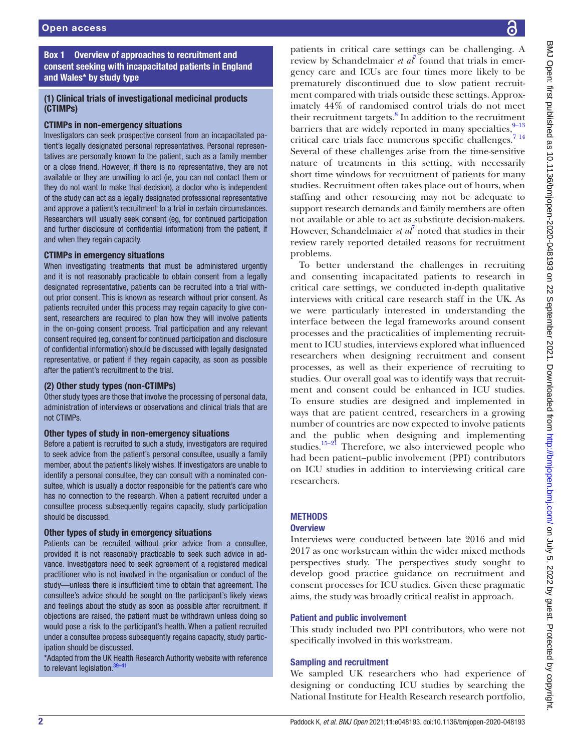**Box 1 Overview of approaches to recruitment and consent seeking with incapacitated patients in England and Wales\* by study type**

**(1) Clinical trials of investigational medicinal products (CTIMPs)**

**CTIMPs in non-emergency situations**

Investigators can seek prospective consent from an incapacitated patient's legally designated personal representatives. Personal representatives are personally known to the patient, such as a family member or a close friend. However, if there is no representative, they are not available or they are unwilling to act (ie, you can not contact them or they do not want to make that decision), a doctor who is independent of the study can act as a legally designated professional representative and approve a patient's recruitment to a trial in certain circumstances. Researchers will usually seek consent (eg, for continued participation and further disclosure of confidential information) from the patient, if and when they regain capacity.

**CTIMPs in emergency situations**

When investigating treatments that must be administered urgently and it is not reasonably practicable to obtain consent from a legally designated representative, patients can be recruited into a trial without prior consent. This is known as research without prior consent. As patients recruited under this process may regain capacity to give consent, researchers are required to plan how they will involve patients in the on-going consent process. Trial participation and any relevant consent required (eg, consent for continued participation and disclosure of confidential information) should be discussed with legally designated representative, or patient if they regain capacity, as soon as possible after the patient's recruitment to the trial.

**(2) Other study types (non-CTIMPs)**

Other study types are those that involve the processing of personal data, administration of interviews or observations and clinical trials that are not CTIMPs.

**Other types of study in non-emergency situations**

Before a patient is recruited to such a study, investigators are required to seek advice from the patient's personal consultee, usually a family member, about the patient's likely wishes. If investigators are unable to identify a personal consultee, they can consult with a nominated consultee, which is usually a doctor responsible for the patient's care who has no connection to the research. When a patient recruited under a consultee process subsequently regains capacity, study participation should be discussed.

**Other types of study in emergency situations**

Patients can be recruited without prior advice from a consultee, provided it is not reasonably practicable to seek such advice in advance. Investigators need to seek agreement of a registered medical practitioner who is not involved in the organisation or conduct of the study—unless there is insufficient time to obtain that agreement. The consultee's advice should be sought on the participant's likely views and feelings about the study as soon as possible after recruitment. If objections are raised, the patient must be withdrawn unless doing so would pose a risk to the participant's health. When a patient recruited under a consultee process subsequently regains capacity, study participation should be discussed.

\*Adapted from the UK Health Research Authority website with reference to relevant legislation.[39–41]

patients in critical care settings can be challenging. A review by Schandelmaier *et al*[7] found that trials in emergency care and ICUs are four times more likely to be prematurely discontinued due to slow patient recruitment compared with trials outside these settings. Approximately 44% of randomised control trials do not meet their recruitment targets.[8] In addition to the recruitment barriers that are widely reported in many specialties,[9–13] critical care trials face numerous specific challenges.[7 14] Several of these challenges arise from the time-sensitive nature of treatments in this setting, with necessarily short time windows for recruitment of patients for many studies. Recruitment often takes place out of hours, when staffing and other resourcing may not be adequate to support research demands and family members are often not available or able to act as substitute decision-makers. However, Schandelmaier *et al*[7] noted that studies in their review rarely reported detailed reasons for recruitment problems.

To better understand the challenges in recruiting and consenting incapacitated patients to research in critical care settings, we conducted in-depth qualitative interviews with critical care research staff in the UK. As we were particularly interested in understanding the interface between the legal frameworks around consent processes and the practicalities of implementing recruitment to ICU studies, interviews explored what influenced researchers when designing recruitment and consent processes, as well as their experience of recruiting to studies. Our overall goal was to identify ways that recruitment and consent could be enhanced in ICU studies. To ensure studies are designed and implemented in ways that are patient centred, researchers in a growing number of countries are now expected to involve patients and the public when designing and implementing studies.[15–21] Therefore, we also interviewed people who had been patient–public involvement (PPI) contributors on ICU studies in addition to interviewing critical care researchers.

## METHODS

### Overview

Interviews were conducted between late 2016 and mid 2017 as one workstream within the wider mixed methods perspectives study. The perspectives study sought to develop good practice guidance on recruitment and consent processes for ICU studies. Given these pragmatic aims, the study was broadly critical realist in approach.

### Patient and public involvement

This study included two PPI contributors, who were not specifically involved in this workstream.

### Sampling and recruitment

We sampled UK researchers who had experience of designing or conducting ICU studies by searching the National Institute for Health Research research portfolio,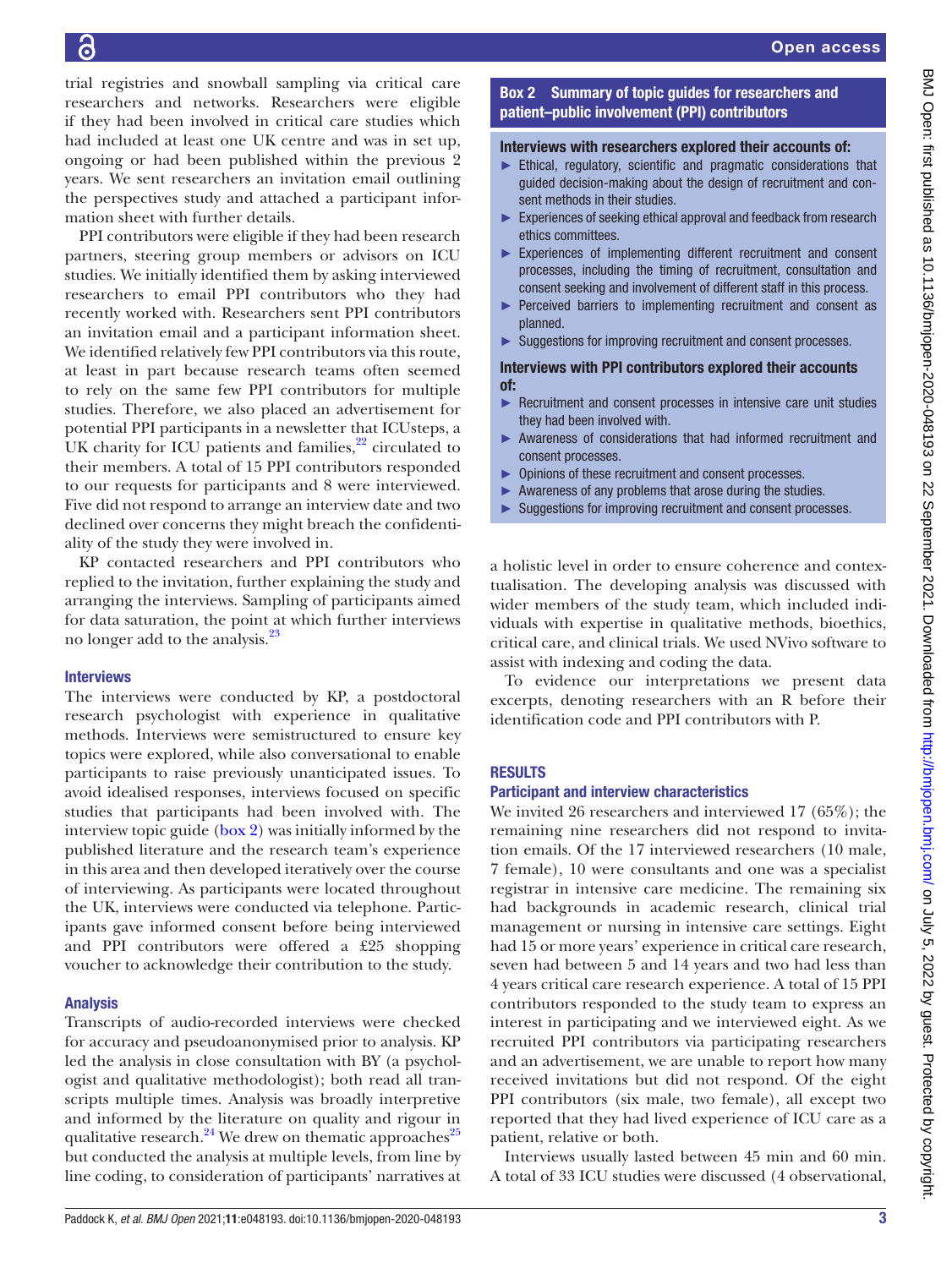trial registries and snowball sampling via critical care researchers and networks. Researchers were eligible if they had been involved in critical care studies which had included at least one UK centre and was in set up, ongoing or had been published within the previous 2 years. We sent researchers an invitation email outlining the perspectives study and attached a participant information sheet with further details.

PPI contributors were eligible if they had been research partners, steering group members or advisors on ICU studies. We initially identified them by asking interviewed researchers to email PPI contributors who they had recently worked with. Researchers sent PPI contributors an invitation email and a participant information sheet. We identified relatively few PPI contributors via this route, at least in part because research teams often seemed to rely on the same few PPI contributors for multiple studies. Therefore, we also placed an advertisement for potential PPI participants in a newsletter that ICUsteps, a UK charity for ICU patients and families,[22] circulated to their members. A total of 15 PPI contributors responded to our requests for participants and 8 were interviewed. Five did not respond to arrange an interview date and two declined over concerns they might breach the confidentiality of the study they were involved in.

KP contacted researchers and PPI contributors who replied to the invitation, further explaining the study and arranging the interviews. Sampling of participants aimed for data saturation, the point at which further interviews no longer add to the analysis.[23]

### Interviews

The interviews were conducted by KP, a postdoctoral research psychologist with experience in qualitative methods. Interviews were semistructured to ensure key topics were explored, while also conversational to enable participants to raise previously unanticipated issues. To avoid idealised responses, interviews focused on specific studies that participants had been involved with. The interview topic guide (box 2) was initially informed by the published literature and the research team's experience in this area and then developed iteratively over the course of interviewing. As participants were located throughout the UK, interviews were conducted via telephone. Participants gave informed consent before being interviewed and PPI contributors were offered a £25 shopping voucher to acknowledge their contribution to the study.

**Box 2 Summary of topic guides for researchers and patient–public involvement (PPI) contributors**

**Interviews with researchers explored their accounts of:**

- Ethical, regulatory, scientific and pragmatic considerations that guided decision-making about the design of recruitment and consent methods in their studies.
- Experiences of seeking ethical approval and feedback from research ethics committees.
- Experiences of implementing different recruitment and consent processes, including the timing of recruitment, consultation and consent seeking and involvement of different staff in this process.
- Perceived barriers to implementing recruitment and consent as planned.
- Suggestions for improving recruitment and consent processes.

**Interviews with PPI contributors explored their accounts of:**

- Recruitment and consent processes in intensive care unit studies they had been involved with.
- Awareness of considerations that had informed recruitment and consent processes.
- Opinions of these recruitment and consent processes.
- Awareness of any problems that arose during the studies.
- Suggestions for improving recruitment and consent processes.

### Analysis

Transcripts of audio-recorded interviews were checked for accuracy and pseudoanonymised prior to analysis. KP led the analysis in close consultation with BY (a psychologist and qualitative methodologist); both read all transcripts multiple times. Analysis was broadly interpretive and informed by the literature on quality and rigour in qualitative research.[24] We drew on thematic approaches[25] but conducted the analysis at multiple levels, from line by line coding, to consideration of participants' narratives at a holistic level in order to ensure coherence and contextualisation. The developing analysis was discussed with wider members of the study team, which included individuals with expertise in qualitative methods, bioethics, critical care, and clinical trials. We used NVivo software to assist with indexing and coding the data.

To evidence our interpretations we present data excerpts, denoting researchers with an R before their identification code and PPI contributors with P.

## RESULTS

### Participant and interview characteristics

We invited 26 researchers and interviewed 17 (65%); the remaining nine researchers did not respond to invitation emails. Of the 17 interviewed researchers (10 male, 7 female), 10 were consultants and one was a specialist registrar in intensive care medicine. The remaining six had backgrounds in academic research, clinical trial management or nursing in intensive care settings. Eight had 15 or more years' experience in critical care research, seven had between 5 and 14 years and two had less than 4 years critical care research experience. A total of 15 PPI contributors responded to the study team to express an interest in participating and we interviewed eight. As we recruited PPI contributors via participating researchers and an advertisement, we are unable to report how many received invitations but did not respond. Of the eight PPI contributors (six male, two female), all except two reported that they had lived experience of ICU care as a patient, relative or both.

Interviews usually lasted between 45 min and 60 min. A total of 33 ICU studies were discussed (4 observational,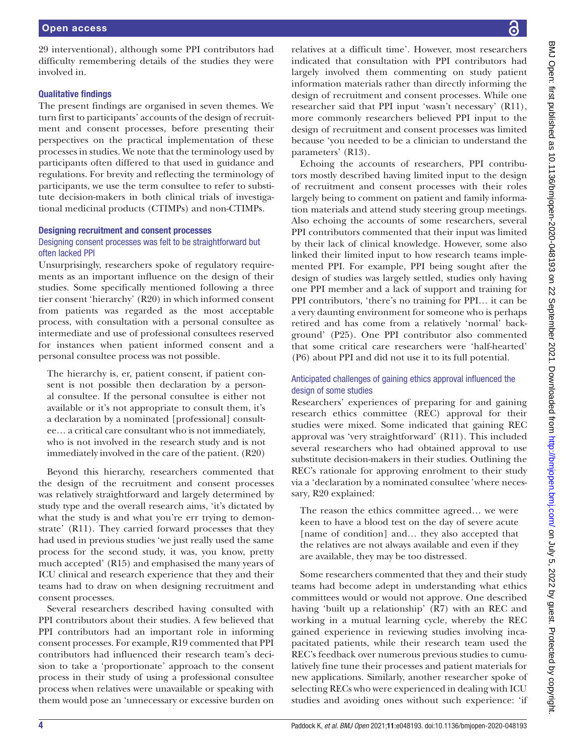29 interventional), although some PPI contributors had difficulty remembering details of the studies they were involved in.

### Qualitative findings

The present findings are organised in seven themes. We turn first to participants' accounts of the design of recruitment and consent processes, before presenting their perspectives on the practical implementation of these processes in studies. We note that the terminology used by participants often differed to that used in guidance and regulations. For brevity and reflecting the terminology of participants, we use the term consultee to refer to substitute decision-makers in both clinical trials of investigational medicinal products (CTIMPs) and non-CTIMPs.

### Designing recruitment and consent processes

#### Designing consent processes was felt to be straightforward but often lacked PPI

Unsurprisingly, researchers spoke of regulatory requirements as an important influence on the design of their studies. Some specifically mentioned following a three tier consent 'hierarchy' (R20) in which informed consent from patients was regarded as the most acceptable process, with consultation with a personal consultee as intermediate and use of professional consultees reserved for instances when patient informed consent and a personal consultee process was not possible.

> The hierarchy is, er, patient consent, if patient consent is not possible then declaration by a personal consultee. If the personal consultee is either not available or it's not appropriate to consult them, it's a declaration by a nominated [professional] consultee… a critical care consultant who is not immediately, who is not involved in the research study and is not immediately involved in the care of the patient. (R20)

Beyond this hierarchy, researchers commented that the design of the recruitment and consent processes was relatively straightforward and largely determined by study type and the overall research aims, 'it's dictated by what the study is and what you're err trying to demonstrate' (R11). They carried forward processes that they had used in previous studies 'we just really used the same process for the second study, it was, you know, pretty much accepted' (R15) and emphasised the many years of ICU clinical and research experience that they and their teams had to draw on when designing recruitment and consent processes.

Several researchers described having consulted with PPI contributors about their studies. A few believed that PPI contributors had an important role in informing consent processes. For example, R19 commented that PPI contributors had influenced their research team's decision to take a 'proportionate' approach to the consent process in their study of using a professional consultee process when relatives were unavailable or speaking with them would pose an 'unnecessary or excessive burden on relatives at a difficult time'. However, most researchers indicated that consultation with PPI contributors had largely involved them commenting on study patient information materials rather than directly informing the design of recruitment and consent processes. While one researcher said that PPI input 'wasn't necessary' (R11), more commonly researchers believed PPI input to the design of recruitment and consent processes was limited because 'you needed to be a clinician to understand the parameters' (R13).

Echoing the accounts of researchers, PPI contributors mostly described having limited input to the design of recruitment and consent processes with their roles largely being to comment on patient and family information materials and attend study steering group meetings. Also echoing the accounts of some researchers, several PPI contributors commented that their input was limited by their lack of clinical knowledge. However, some also linked their limited input to how research teams implemented PPI. For example, PPI being sought after the design of studies was largely settled, studies only having one PPI member and a lack of support and training for PPI contributors, 'there's no training for PPI… it can be a very daunting environment for someone who is perhaps retired and has come from a relatively 'normal' background' (P25). One PPI contributor also commented that some critical care researchers were 'half-hearted' (P6) about PPI and did not use it to its full potential.

#### Anticipated challenges of gaining ethics approval influenced the design of some studies

Researchers' experiences of preparing for and gaining research ethics committee (REC) approval for their studies were mixed. Some indicated that gaining REC approval was 'very straightforward' (R11). This included several researchers who had obtained approval to use substitute decision-makers in their studies. Outlining the REC's rationale for approving enrolment to their study via a 'declaration by a nominated consultee 'where necessary, R20 explained:

> The reason the ethics committee agreed… we were keen to have a blood test on the day of severe acute [name of condition] and… they also accepted that the relatives are not always available and even if they are available, they may be too distressed.

Some researchers commented that they and their study teams had become adept in understanding what ethics committees would or would not approve. One described having 'built up a relationship' (R7) with an REC and working in a mutual learning cycle, whereby the REC gained experience in reviewing studies involving incapacitated patients, while their research team used the REC's feedback over numerous previous studies to cumulatively fine tune their processes and patient materials for new applications. Similarly, another researcher spoke of selecting RECs who were experienced in dealing with ICU studies and avoiding ones without such experience: 'if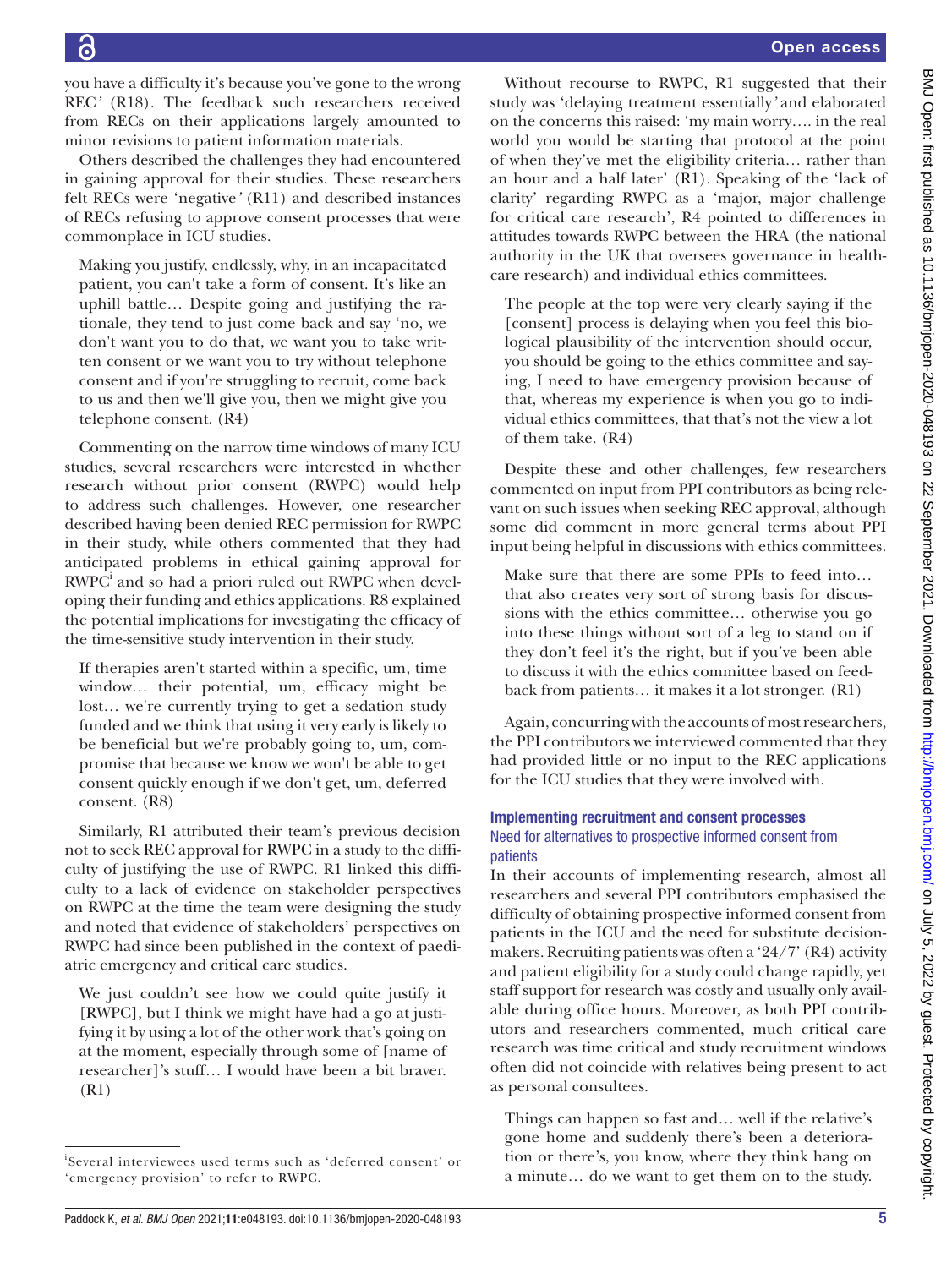you have a difficulty it's because you've gone to the wrong REC' (R18). The feedback such researchers received from RECs on their applications largely amounted to minor revisions to patient information materials.

Others described the challenges they had encountered in gaining approval for their studies. These researchers felt RECs were 'negative' (R11) and described instances of RECs refusing to approve consent processes that were commonplace in ICU studies.

> Making you justify, endlessly, why, in an incapacitated patient, you can't take a form of consent. It's like an uphill battle… Despite going and justifying the rationale, they tend to just come back and say 'no, we don't want you to do that, we want you to take written consent or we want you to try without telephone consent and if you're struggling to recruit, come back to us and then we'll give you, then we might give you telephone consent. (R4)

Commenting on the narrow time windows of many ICU studies, several researchers were interested in whether research without prior consent (RWPC) would help to address such challenges. However, one researcher described having been denied REC permission for RWPC in their study, while others commented that they had anticipated problems in ethical gaining approval for RWPC[i] and so had a priori ruled out RWPC when developing their funding and ethics applications. R8 explained the potential implications for investigating the efficacy of the time-sensitive study intervention in their study.

> If therapies aren't started within a specific, um, time window… their potential, um, efficacy might be lost… we're currently trying to get a sedation study funded and we think that using it very early is likely to be beneficial but we're probably going to, um, compromise that because we know we won't be able to get consent quickly enough if we don't get, um, deferred consent. (R8)

Similarly, R1 attributed their team's previous decision not to seek REC approval for RWPC in a study to the difficulty of justifying the use of RWPC. R1 linked this difficulty to a lack of evidence on stakeholder perspectives on RWPC at the time the team were designing the study and noted that evidence of stakeholders' perspectives on RWPC had since been published in the context of paediatric emergency and critical care studies.

> We just couldn't see how we could quite justify it [RWPC], but I think we might have had a go at justifying it by using a lot of the other work that's going on at the moment, especially through some of [name of researcher]'s stuff… I would have been a bit braver. (R1)

Without recourse to RWPC, R1 suggested that their study was 'delaying treatment essentially' and elaborated on the concerns this raised: 'my main worry…. in the real world you would be starting that protocol at the point of when they've met the eligibility criteria… rather than an hour and a half later' (R1). Speaking of the 'lack of clarity' regarding RWPC as a 'major, major challenge for critical care research', R4 pointed to differences in attitudes towards RWPC between the HRA (the national authority in the UK that oversees governance in healthcare research) and individual ethics committees.

> The people at the top were very clearly saying if the [consent] process is delaying when you feel this biological plausibility of the intervention should occur, you should be going to the ethics committee and saying, I need to have emergency provision because of that, whereas my experience is when you go to individual ethics committees, that that's not the view a lot of them take. (R4)

Despite these and other challenges, few researchers commented on input from PPI contributors as being relevant on such issues when seeking REC approval, although some did comment in more general terms about PPI input being helpful in discussions with ethics committees.

> Make sure that there are some PPIs to feed into… that also creates very sort of strong basis for discussions with the ethics committee… otherwise you go into these things without sort of a leg to stand on if they don't feel it's the right, but if you've been able to discuss it with the ethics committee based on feedback from patients… it makes it a lot stronger. (R1)

Again, concurring with the accounts of most researchers, the PPI contributors we interviewed commented that they had provided little or no input to the REC applications for the ICU studies that they were involved with.

## Implementing recruitment and consent processes

### Need for alternatives to prospective informed consent from patients

In their accounts of implementing research, almost all researchers and several PPI contributors emphasised the difficulty of obtaining prospective informed consent from patients in the ICU and the need for substitute decision-makers. Recruiting patients was often a '24/7' (R4) activity and patient eligibility for a study could change rapidly, yet staff support for research was costly and usually only available during office hours. Moreover, as both PPI contributors and researchers commented, much critical care research was time critical and study recruitment windows often did not coincide with relatives being present to act as personal consultees.

> Things can happen so fast and… well if the relative's gone home and suddenly there's been a deterioration or there's, you know, where they think hang on a minute… do we want to get them on to the study.

[i] Several interviewees used terms such as 'deferred consent' or 'emergency provision' to refer to RWPC.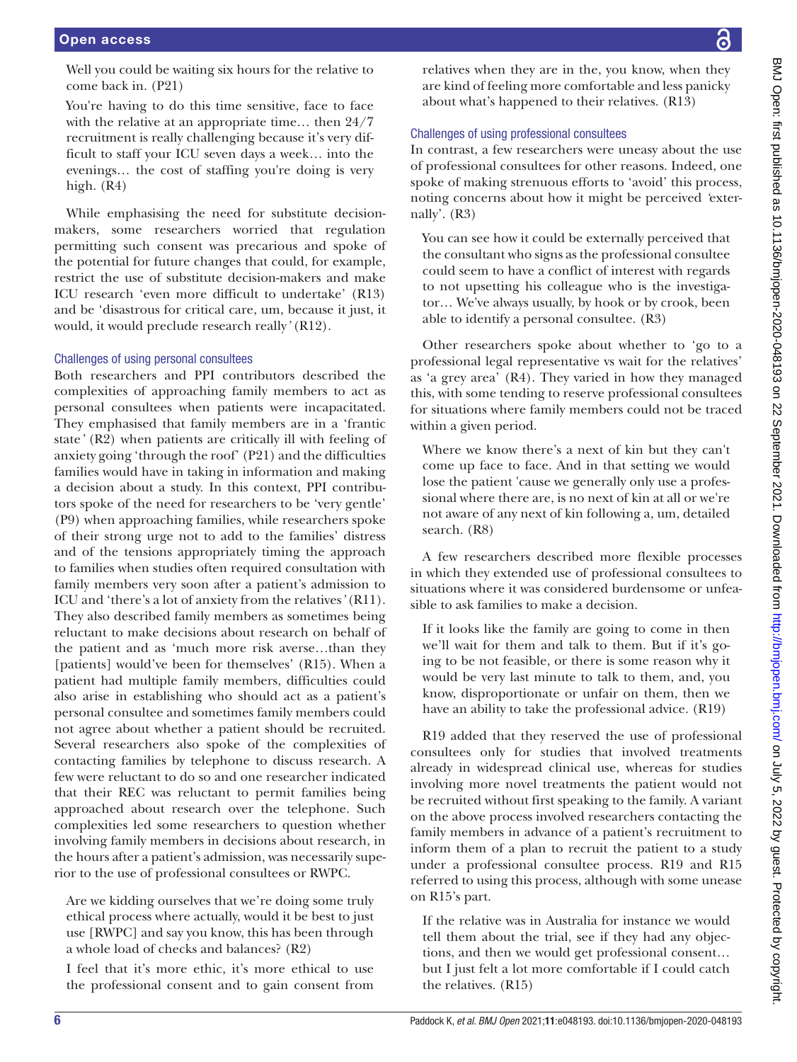Well you could be waiting six hours for the relative to come back in. (P21)

You're having to do this time sensitive, face to face with the relative at an appropriate time… then 24/7 recruitment is really challenging because it's very difficult to staff your ICU seven days a week… into the evenings… the cost of staffing you're doing is very high. (R4)

While emphasising the need for substitute decision-makers, some researchers worried that regulation permitting such consent was precarious and spoke of the potential for future changes that could, for example, restrict the use of substitute decision-makers and make ICU research 'even more difficult to undertake' (R13) and be 'disastrous for critical care, um, because it just, it would, it would preclude research really*'* (R12).

### Challenges of using personal consultees

Both researchers and PPI contributors described the complexities of approaching family members to act as personal consultees when patients were incapacitated. They emphasised that family members are in a 'frantic state*'* (R2) when patients are critically ill with feeling of anxiety going 'through the roof' (P21) and the difficulties families would have in taking in information and making a decision about a study. In this context, PPI contributors spoke of the need for researchers to be 'very gentle' (P9) when approaching families, while researchers spoke of their strong urge not to add to the families' distress and of the tensions appropriately timing the approach to families when studies often required consultation with family members very soon after a patient's admission to ICU and 'there's a lot of anxiety from the relatives*'* (R11). They also described family members as sometimes being reluctant to make decisions about research on behalf of the patient and as 'much more risk averse…than they [patients] would've been for themselves' (R15). When a patient had multiple family members, difficulties could also arise in establishing who should act as a patient's personal consultee and sometimes family members could not agree about whether a patient should be recruited. Several researchers also spoke of the complexities of contacting families by telephone to discuss research. A few were reluctant to do so and one researcher indicated that their REC was reluctant to permit families being approached about research over the telephone. Such complexities led some researchers to question whether involving family members in decisions about research, in the hours after a patient's admission, was necessarily superior to the use of professional consultees or RWPC.

Are we kidding ourselves that we're doing some truly ethical process where actually, would it be best to just use [RWPC] and say you know, this has been through a whole load of checks and balances? (R2)

I feel that it's more ethic, it's more ethical to use the professional consent and to gain consent from relatives when they are in the, you know, when they are kind of feeling more comfortable and less panicky about what's happened to their relatives. (R13)

### Challenges of using professional consultees

In contrast, a few researchers were uneasy about the use of professional consultees for other reasons. Indeed, one spoke of making strenuous efforts to 'avoid' this process, noting concerns about how it might be perceived *'*externally'. (R3)

You can see how it could be externally perceived that the consultant who signs as the professional consultee could seem to have a conflict of interest with regards to not upsetting his colleague who is the investigator… We've always usually, by hook or by crook, been able to identify a personal consultee. (R3)

Other researchers spoke about whether to 'go to a professional legal representative vs wait for the relatives' as 'a grey area' (R4). They varied in how they managed this, with some tending to reserve professional consultees for situations where family members could not be traced within a given period.

Where we know there's a next of kin but they can't come up face to face. And in that setting we would lose the patient 'cause we generally only use a professional where there are, is no next of kin at all or we're not aware of any next of kin following a, um, detailed search. (R8)

A few researchers described more flexible processes in which they extended use of professional consultees to situations where it was considered burdensome or unfeasible to ask families to make a decision.

If it looks like the family are going to come in then we'll wait for them and talk to them. But if it's going to be not feasible, or there is some reason why it would be very last minute to talk to them, and, you know, disproportionate or unfair on them, then we have an ability to take the professional advice. (R19)

R19 added that they reserved the use of professional consultees only for studies that involved treatments already in widespread clinical use, whereas for studies involving more novel treatments the patient would not be recruited without first speaking to the family. A variant on the above process involved researchers contacting the family members in advance of a patient's recruitment to inform them of a plan to recruit the patient to a study under a professional consultee process. R19 and R15 referred to using this process, although with some unease on R15's part.

If the relative was in Australia for instance we would tell them about the trial, see if they had any objections, and then we would get professional consent… but I just felt a lot more comfortable if I could catch the relatives. (R15)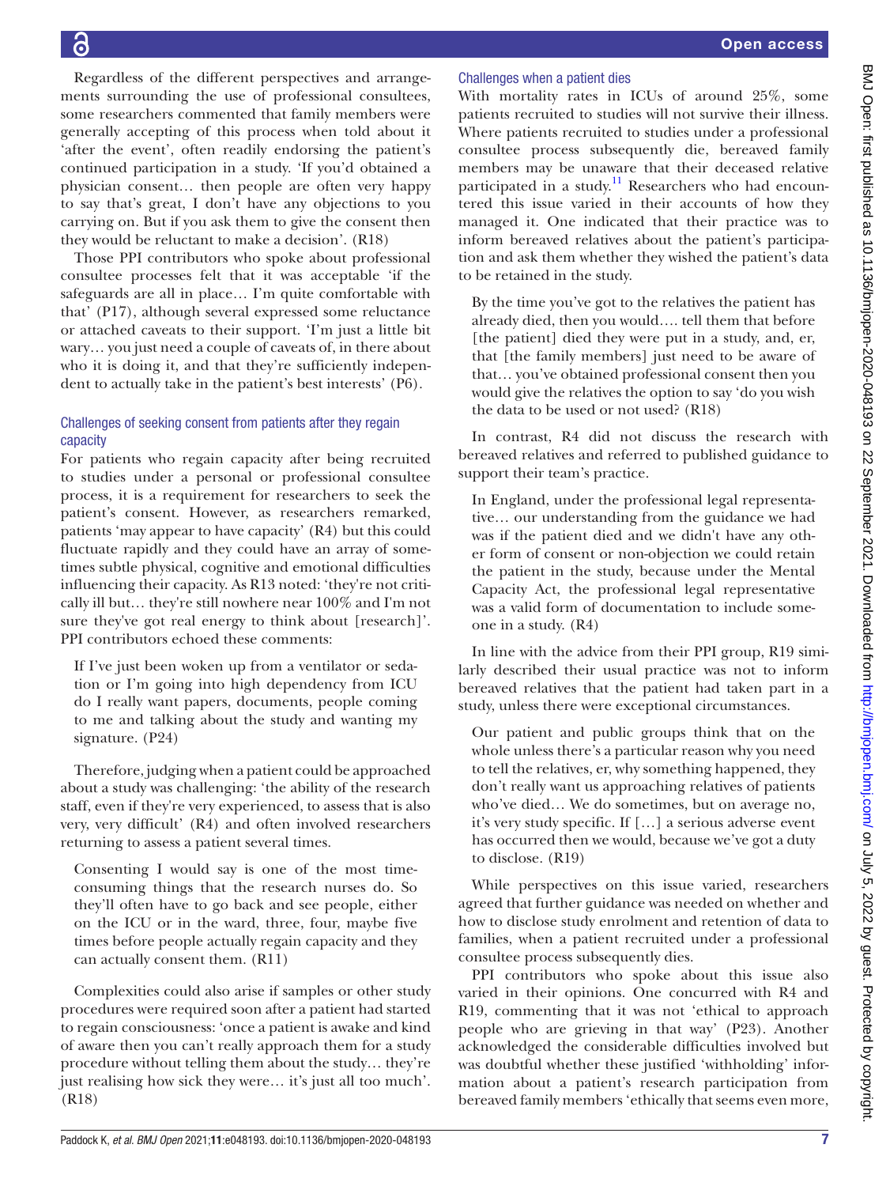Regardless of the different perspectives and arrangements surrounding the use of professional consultees, some researchers commented that family members were generally accepting of this process when told about it 'after the event', often readily endorsing the patient's continued participation in a study. 'If you'd obtained a physician consent… then people are often very happy to say that's great, I don't have any objections to you carrying on. But if you ask them to give the consent then they would be reluctant to make a decision'. (R18)

Those PPI contributors who spoke about professional consultee processes felt that it was acceptable 'if the safeguards are all in place… I'm quite comfortable with that' (P17), although several expressed some reluctance or attached caveats to their support. 'I'm just a little bit wary… you just need a couple of caveats of, in there about who it is doing it, and that they're sufficiently independent to actually take in the patient's best interests' (P6).

### Challenges of seeking consent from patients after they regain capacity

For patients who regain capacity after being recruited to studies under a personal or professional consultee process, it is a requirement for researchers to seek the patient's consent. However, as researchers remarked, patients 'may appear to have capacity' (R4) but this could fluctuate rapidly and they could have an array of sometimes subtle physical, cognitive and emotional difficulties influencing their capacity. As R13 noted: 'they're not critically ill but… they're still nowhere near 100% and I'm not sure they've got real energy to think about [research]'. PPI contributors echoed these comments:

> If I've just been woken up from a ventilator or sedation or I'm going into high dependency from ICU do I really want papers, documents, people coming to me and talking about the study and wanting my signature. (P24)

Therefore, judging when a patient could be approached about a study was challenging: 'the ability of the research staff, even if they're very experienced, to assess that is also very, very difficult' (R4) and often involved researchers returning to assess a patient several times.

> Consenting I would say is one of the most time-consuming things that the research nurses do. So they'll often have to go back and see people, either on the ICU or in the ward, three, four, maybe five times before people actually regain capacity and they can actually consent them. (R11)

Complexities could also arise if samples or other study procedures were required soon after a patient had started to regain consciousness: 'once a patient is awake and kind of aware then you can't really approach them for a study procedure without telling them about the study… they're just realising how sick they were… it's just all too much'. (R18)

### Challenges when a patient dies

With mortality rates in ICUs of around 25%, some patients recruited to studies will not survive their illness. Where patients recruited to studies under a professional consultee process subsequently die, bereaved family members may be unaware that their deceased relative participated in a study.[11] Researchers who had encountered this issue varied in their accounts of how they managed it. One indicated that their practice was to inform bereaved relatives about the patient's participation and ask them whether they wished the patient's data to be retained in the study.

> By the time you've got to the relatives the patient has already died, then you would…. tell them that before [the patient] died they were put in a study, and, er, that [the family members] just need to be aware of that… you've obtained professional consent then you would give the relatives the option to say 'do you wish the data to be used or not used? (R18)

In contrast, R4 did not discuss the research with bereaved relatives and referred to published guidance to support their team's practice.

> In England, under the professional legal representative… our understanding from the guidance we had was if the patient died and we didn't have any other form of consent or non-objection we could retain the patient in the study, because under the Mental Capacity Act, the professional legal representative was a valid form of documentation to include someone in a study. (R4)

In line with the advice from their PPI group, R19 similarly described their usual practice was not to inform bereaved relatives that the patient had taken part in a study, unless there were exceptional circumstances.

> Our patient and public groups think that on the whole unless there's a particular reason why you need to tell the relatives, er, why something happened, they don't really want us approaching relatives of patients who've died… We do sometimes, but on average no, it's very study specific. If […] a serious adverse event has occurred then we would, because we've got a duty to disclose. (R19)

While perspectives on this issue varied, researchers agreed that further guidance was needed on whether and how to disclose study enrolment and retention of data to families, when a patient recruited under a professional consultee process subsequently dies.

PPI contributors who spoke about this issue also varied in their opinions. One concurred with R4 and R19, commenting that it was not 'ethical to approach people who are grieving in that way' (P23). Another acknowledged the considerable difficulties involved but was doubtful whether these justified 'withholding' information about a patient's research participation from bereaved family members 'ethically that seems even more,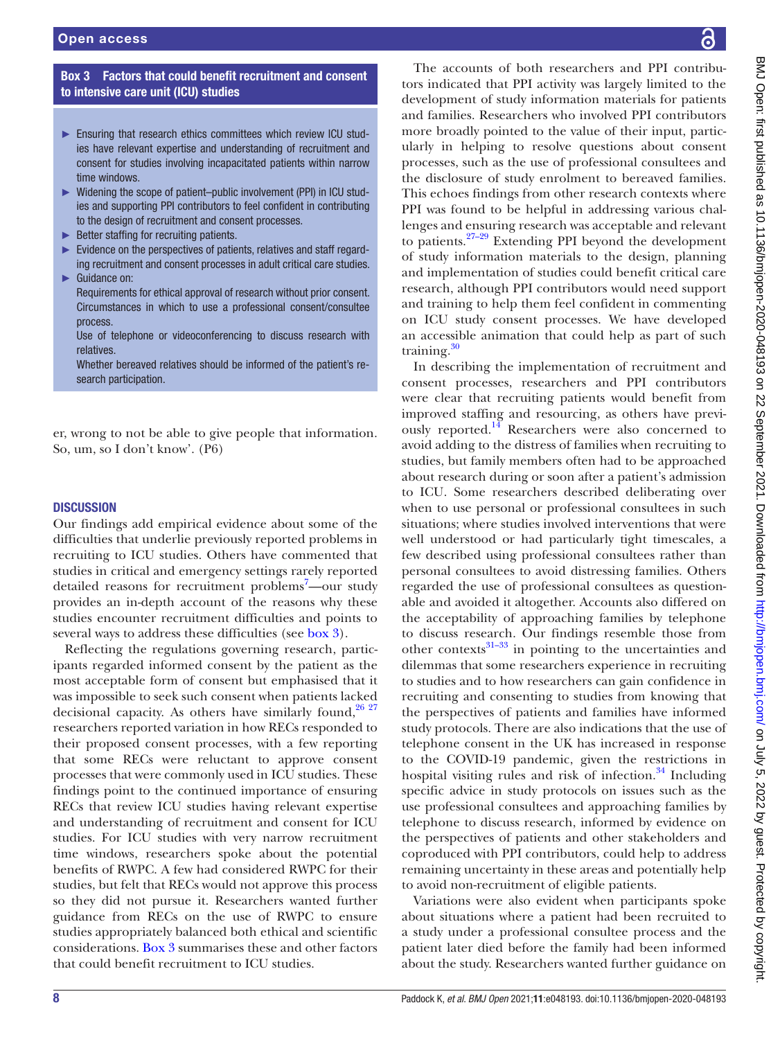**Box 3 Factors that could benefit recruitment and consent to intensive care unit (ICU) studies**

- Ensuring that research ethics committees which review ICU studies have relevant expertise and understanding of recruitment and consent for studies involving incapacitated patients within narrow time windows.
- Widening the scope of patient–public involvement (PPI) in ICU studies and supporting PPI contributors to feel confident in contributing to the design of recruitment and consent processes.
- Better staffing for recruiting patients.
- Evidence on the perspectives of patients, relatives and staff regarding recruitment and consent processes in adult critical care studies.
- Guidance on:
  Requirements for ethical approval of research without prior consent.
  Circumstances in which to use a professional consent/consultee process.
  Use of telephone or videoconferencing to discuss research with relatives.
  Whether bereaved relatives should be informed of the patient's research participation.

er, wrong to not be able to give people that information. So, um, so I don't know'. (P6)

## DISCUSSION

Our findings add empirical evidence about some of the difficulties that underlie previously reported problems in recruiting to ICU studies. Others have commented that studies in critical and emergency settings rarely reported detailed reasons for recruitment problems[7]—our study provides an in-depth account of the reasons why these studies encounter recruitment difficulties and points to several ways to address these difficulties (see box 3).

Reflecting the regulations governing research, participants regarded informed consent by the patient as the most acceptable form of consent but emphasised that it was impossible to seek such consent when patients lacked decisional capacity. As others have similarly found,[26 27] researchers reported variation in how RECs responded to their proposed consent processes, with a few reporting that some RECs were reluctant to approve consent processes that were commonly used in ICU studies. These findings point to the continued importance of ensuring RECs that review ICU studies having relevant expertise and understanding of recruitment and consent for ICU studies. For ICU studies with very narrow recruitment time windows, researchers spoke about the potential benefits of RWPC. A few had considered RWPC for their studies, but felt that RECs would not approve this process so they did not pursue it. Researchers wanted further guidance from RECs on the use of RWPC to ensure studies appropriately balanced both ethical and scientific considerations. Box 3 summarises these and other factors that could benefit recruitment to ICU studies.

The accounts of both researchers and PPI contributors indicated that PPI activity was largely limited to the development of study information materials for patients and families. Researchers who involved PPI contributors more broadly pointed to the value of their input, particularly in helping to resolve questions about consent processes, such as the use of professional consultees and the disclosure of study enrolment to bereaved families. This echoes findings from other research contexts where PPI was found to be helpful in addressing various challenges and ensuring research was acceptable and relevant to patients.[27–29] Extending PPI beyond the development of study information materials to the design, planning and implementation of studies could benefit critical care research, although PPI contributors would need support and training to help them feel confident in commenting on ICU study consent processes. We have developed an accessible animation that could help as part of such training.[30]

In describing the implementation of recruitment and consent processes, researchers and PPI contributors were clear that recruiting patients would benefit from improved staffing and resourcing, as others have previously reported.[14] Researchers were also concerned to avoid adding to the distress of families when recruiting to studies, but family members often had to be approached about research during or soon after a patient's admission to ICU. Some researchers described deliberating over when to use personal or professional consultees in such situations; where studies involved interventions that were well understood or had particularly tight timescales, a few described using professional consultees rather than personal consultees to avoid distressing families. Others regarded the use of professional consultees as questionable and avoided it altogether. Accounts also differed on the acceptability of approaching families by telephone to discuss research. Our findings resemble those from other contexts[31–33] in pointing to the uncertainties and dilemmas that some researchers experience in recruiting to studies and to how researchers can gain confidence in recruiting and consenting to studies from knowing that the perspectives of patients and families have informed study protocols. There are also indications that the use of telephone consent in the UK has increased in response to the COVID-19 pandemic, given the restrictions in hospital visiting rules and risk of infection.[34] Including specific advice in study protocols on issues such as the use professional consultees and approaching families by telephone to discuss research, informed by evidence on the perspectives of patients and other stakeholders and coproduced with PPI contributors, could help to address remaining uncertainty in these areas and potentially help to avoid non-recruitment of eligible patients.

Variations were also evident when participants spoke about situations where a patient had been recruited to a study under a professional consultee process and the patient later died before the family had been informed about the study. Researchers wanted further guidance on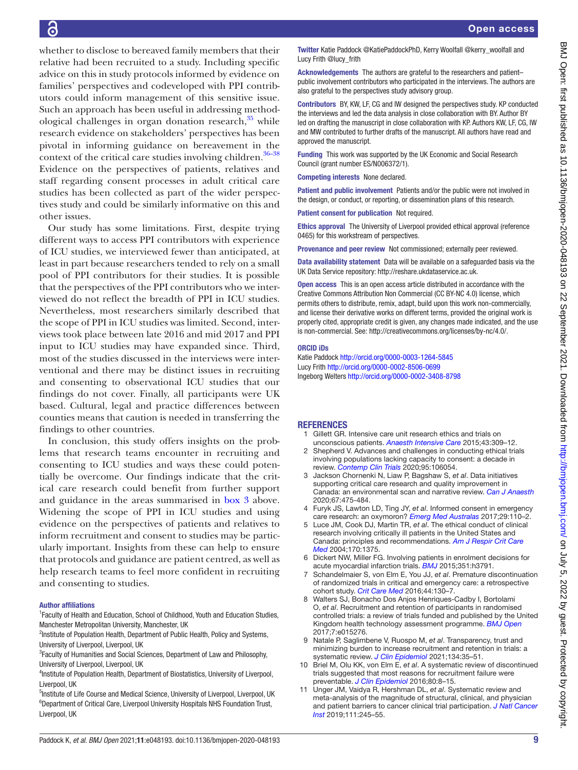whether to disclose to bereaved family members that their relative had been recruited to a study. Including specific advice on this in study protocols informed by evidence on families' perspectives and codeveloped with PPI contributors could inform management of this sensitive issue. Such an approach has been useful in addressing methodological challenges in organ donation research,[35] while research evidence on stakeholders' perspectives has been pivotal in informing guidance on bereavement in the context of the critical care studies involving children.[36–38] Evidence on the perspectives of patients, relatives and staff regarding consent processes in adult critical care studies has been collected as part of the wider perspectives study and could be similarly informative on this and other issues.

Our study has some limitations. First, despite trying different ways to access PPI contributors with experience of ICU studies, we interviewed fewer than anticipated, at least in part because researchers tended to rely on a small pool of PPI contributors for their studies. It is possible that the perspectives of the PPI contributors who we interviewed do not reflect the breadth of PPI in ICU studies. Nevertheless, most researchers similarly described that the scope of PPI in ICU studies was limited. Second, interviews took place between late 2016 and mid 2017 and PPI input to ICU studies may have expanded since. Third, most of the studies discussed in the interviews were interventional and there may be distinct issues in recruiting and consenting to observational ICU studies that our findings do not cover. Finally, all participants were UK based. Cultural, legal and practice differences between counties means that caution is needed in transferring the findings to other countries.

In conclusion, this study offers insights on the problems that research teams encounter in recruiting and consenting to ICU studies and ways these could potentially be overcome. Our findings indicate that the critical care research could benefit from further support and guidance in the areas summarised in box 3 above. Widening the scope of PPI in ICU studies and using evidence on the perspectives of patients and relatives to inform recruitment and consent to studies may be particularly important. Insights from these can help to ensure that protocols and guidance are patient centred, as well as help research teams to feel more confident in recruiting and consenting to studies.

#### Author affiliations

[1]Faculty of Health and Education, School of Childhood, Youth and Education Studies, Manchester Metropolitan University, Manchester, UK
[2]Institute of Population Health, Department of Public Health, Policy and Systems, University of Liverpool, Liverpool, UK
[3]Faculty of Humanities and Social Sciences, Department of Law and Philosophy, University of Liverpool, Liverpool, UK
[4]Institute of Population Health, Department of Biostatistics, University of Liverpool, Liverpool, UK
[5]Institute of Life Course and Medical Science, University of Liverpool, Liverpool, UK
[6]Department of Critical Care, Liverpool University Hospitals NHS Foundation Trust, Liverpool, UK

**Twitter** Katie Paddock @KatiePaddockPhD, Kerry Woolfall @kerry_woolfall and Lucy Frith @lucy_frith

**Acknowledgements** The authors are grateful to the researchers and patient–public involvement contributors who participated in the interviews. The authors are also grateful to the perspectives study advisory group.

**Contributors** BY, KW, LF, CG and IW designed the perspectives study. KP conducted the interviews and led the data analysis in close collaboration with BY. Author BY led on drafting the manuscript in close collaboration with KP. Authors KW, LF, CG, IW and MW contributed to further drafts of the manuscript. All authors have read and approved the manuscript.

**Funding** This work was supported by the UK Economic and Social Research Council (grant number ES/N006372/1).

**Competing interests** None declared.

**Patient and public involvement** Patients and/or the public were not involved in the design, or conduct, or reporting, or dissemination plans of this research.

**Patient consent for publication** Not required.

**Ethics approval** The University of Liverpool provided ethical approval (reference 0465) for this workstream of perspectives.

**Provenance and peer review** Not commissioned; externally peer reviewed.

**Data availability statement** Data will be available on a safeguarded basis via the UK Data Service repository: http://reshare.ukdataservice.ac.uk.

**Open access** This is an open access article distributed in accordance with the Creative Commons Attribution Non Commercial (CC BY-NC 4.0) license, which permits others to distribute, remix, adapt, build upon this work non-commercially, and license their derivative works on different terms, provided the original work is properly cited, appropriate credit is given, any changes made indicated, and the use is non-commercial. See: http://creativecommons.org/licenses/by-nc/4.0/.

#### ORCID iDs

Katie Paddock http://orcid.org/0000-0003-1264-5845
Lucy Frith http://orcid.org/0000-0002-8506-0699
Ingeborg Welters http://orcid.org/0000-0002-3408-8798

## REFERENCES

1. Gillett GR. Intensive care unit research ethics and trials on unconscious patients. *Anaesth Intensive Care* 2015;43:309–12.
2. Shepherd V. Advances and challenges in conducting ethical trials involving populations lacking capacity to consent: a decade in review. *Contemp Clin Trials* 2020;95:106054.
3. Jackson Chornenki N, Liaw P, Bagshaw S, *et al*. Data initiatives supporting critical care research and quality improvement in Canada: an environmental scan and narrative review. *Can J Anaesth* 2020;67:475-484.
4. Furyk JS, Lawton LD, Ting JY, *et al*. Informed consent in emergency care research: an oxymoron? *Emerg Med Australas* 2017;29:110–2.
5. Luce JM, Cook DJ, Martin TR, *et al*. The ethical conduct of clinical research involving critically ill patients in the United States and Canada: principles and recommendations. *Am J Respir Crit Care Med* 2004;170:1375.
6. Dickert NW, Miller FG. Involving patients in enrolment decisions for acute myocardial infarction trials. *BMJ* 2015;351:h3791.
7. Schandelmaier S, von Elm E, You JJ, *et al*. Premature discontinuation of randomized trials in critical and emergency care: a retrospective cohort study. *Crit Care Med* 2016;44:130–7.
8. Walters SJ, Bonacho Dos Anjos Henriques-Cadby I, Bortolami O, *et al*. Recruitment and retention of participants in randomised controlled trials: a review of trials funded and published by the United Kingdom health technology assessment programme. *BMJ Open* 2017;7:e015276.
9. Natale P, Saglimbene V, Ruospo M, *et al*. Transparency, trust and minimizing burden to increase recruitment and retention in trials: a systematic review. *J Clin Epidemiol* 2021;134:35–51.
10. Briel M, Olu KK, von Elm E, *et al*. A systematic review of discontinued trials suggested that most reasons for recruitment failure were preventable. *J Clin Epidemiol* 2016;80:8–15.
11. Unger JM, Vaidya R, Hershman DL, *et al*. Systematic review and meta-analysis of the magnitude of structural, clinical, and physician and patient barriers to cancer clinical trial participation. *J Natl Cancer Inst* 2019;111:245–55.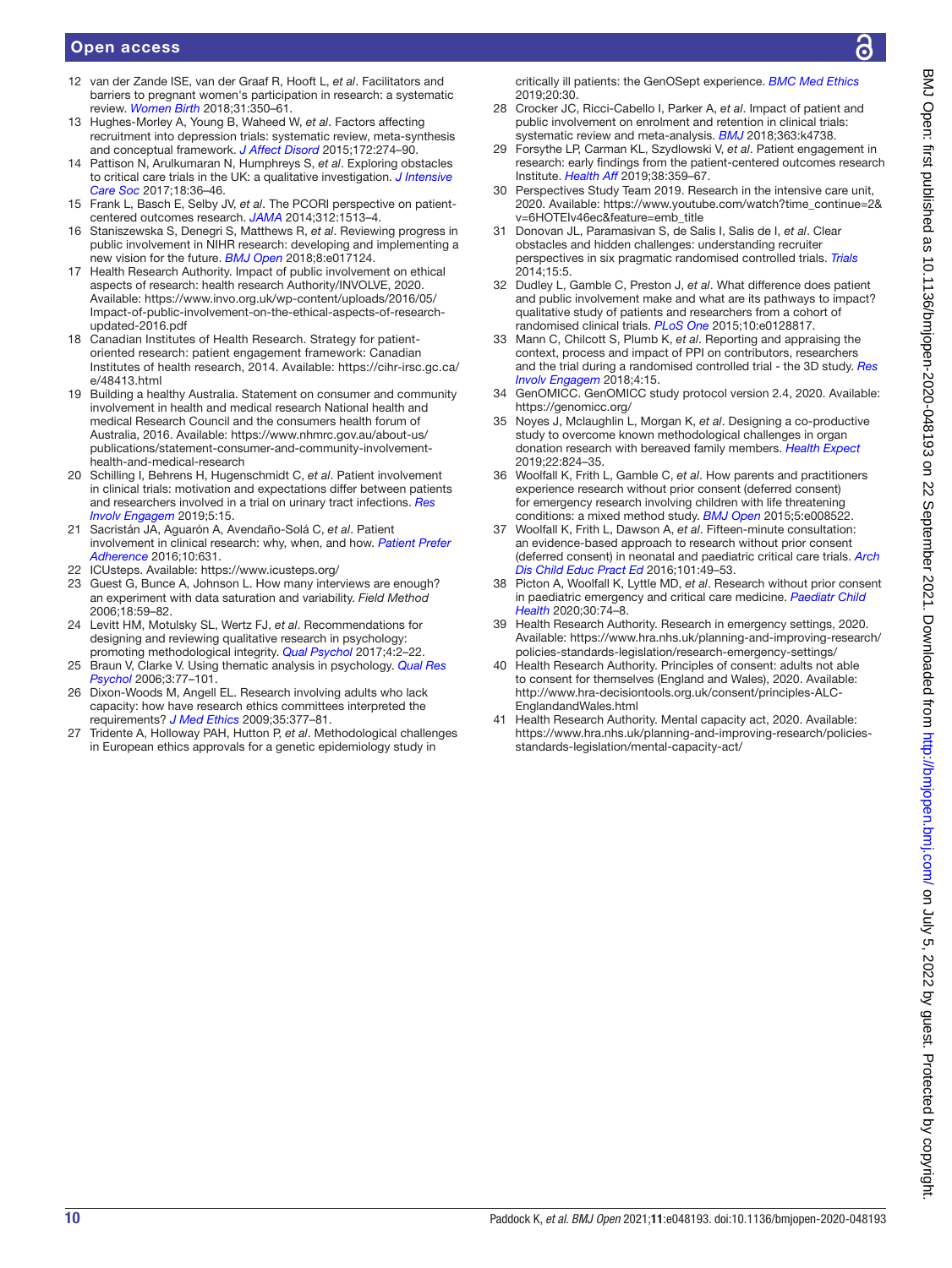12 van der Zande ISE, van der Graaf R, Hooft L, *et al*. Facilitators and barriers to pregnant women's participation in research: a systematic review. *Women Birth* 2018;31:350–61.
13 Hughes-Morley A, Young B, Waheed W, *et al*. Factors affecting recruitment into depression trials: systematic review, meta-synthesis and conceptual framework. *J Affect Disord* 2015;172:274–90.
14 Pattison N, Arulkumaran N, Humphreys S, *et al*. Exploring obstacles to critical care trials in the UK: a qualitative investigation. *J Intensive Care Soc* 2017;18:36–46.
15 Frank L, Basch E, Selby JV, *et al*. The PCORI perspective on patient-centered outcomes research. *JAMA* 2014;312:1513–4.
16 Staniszewska S, Denegri S, Matthews R, *et al*. Reviewing progress in public involvement in NIHR research: developing and implementing a new vision for the future. *BMJ Open* 2018;8:e017124.
17 Health Research Authority. Impact of public involvement on ethical aspects of research: health research Authority/INVOLVE, 2020. Available: https://www.invo.org.uk/wp-content/uploads/2016/05/Impact-of-public-involvement-on-the-ethical-aspects-of-research-updated-2016.pdf
18 Canadian Institutes of Health Research. Strategy for patient-oriented research: patient engagement framework: Canadian Institutes of health research, 2014. Available: https://cihr-irsc.gc.ca/e/48413.html
19 Building a healthy Australia. Statement on consumer and community involvement in health and medical research National health and medical research Council and the consumers health forum of Australia, 2016. Available: https://www.nhmrc.gov.au/about-us/publications/statement-consumer-and-community-involvement-health-and-medical-research
20 Schilling I, Behrens H, Hugenschmidt C, *et al*. Patient involvement in clinical trials: motivation and expectations differ between patients and researchers involved in a trial on urinary tract infections. *Res Involv Engagem* 2019;5:15.
21 Sacristán JA, Aguarón A, Avendaño-Solá C, *et al*. Patient involvement in clinical research: why, when, and how. *Patient Prefer Adherence* 2016;10:631.
22 ICUsteps. Available: https://www.icusteps.org/
23 Guest G, Bunce A, Johnson L. How many interviews are enough? an experiment with data saturation and variability. *Field Method* 2006;18:59–82.
24 Levitt HM, Motulsky SL, Wertz FJ, *et al*. Recommendations for designing and reviewing qualitative research in psychology: promoting methodological integrity. *Qual Psychol* 2017;4:2–22.
25 Braun V, Clarke V. Using thematic analysis in psychology. *Qual Res Psychol* 2006;3:77–101.
26 Dixon-Woods M, Angell EL. Research involving adults who lack capacity: how have research ethics committees interpreted the requirements? *J Med Ethics* 2009;35:377–81.
27 Tridente A, Holloway PAH, Hutton P, *et al*. Methodological challenges in European ethics approvals for a genetic epidemiology study in critically ill patients: the GenOSept experience. *BMC Med Ethics* 2019;20:30.
28 Crocker JC, Ricci-Cabello I, Parker A, *et al*. Impact of patient and public involvement on enrolment and retention in clinical trials: systematic review and meta-analysis. *BMJ* 2018;363:k4738.
29 Forsythe LP, Carman KL, Szydlowski V, *et al*. Patient engagement in research: early findings from the patient-centered outcomes research Institute. *Health Aff* 2019;38:359–67.
30 Perspectives Study Team 2019. Research in the intensive care unit, 2020. Available: https://www.youtube.com/watch?time_continue=2&v=6HOTEIv46ec&feature=emb_title
31 Donovan JL, Paramasivan S, de Salis I, Salis de I, *et al*. Clear obstacles and hidden challenges: understanding recruiter perspectives in six pragmatic randomised controlled trials. *Trials* 2014;15:5.
32 Dudley L, Gamble C, Preston J, *et al*. What difference does patient and public involvement make and what are its pathways to impact? qualitative study of patients and researchers from a cohort of randomised clinical trials. *PLoS One* 2015;10:e0128817.
33 Mann C, Chilcott S, Plumb K, *et al*. Reporting and appraising the context, process and impact of PPI on contributors, researchers and the trial during a randomised controlled trial - the 3D study. *Res Involv Engagem* 2018;4:15.
34 GenOMICC. GenOMICC study protocol version 2.4, 2020. Available: https://genomicc.org/
35 Noyes J, Mclaughlin L, Morgan K, *et al*. Designing a co-productive study to overcome known methodological challenges in organ donation research with bereaved family members. *Health Expect* 2019;22:824–35.
36 Woolfall K, Frith L, Gamble C, *et al*. How parents and practitioners experience research without prior consent (deferred consent) for emergency research involving children with life threatening conditions: a mixed method study. *BMJ Open* 2015;5:e008522.
37 Woolfall K, Frith L, Dawson A, *et al*. Fifteen-minute consultation: an evidence-based approach to research without prior consent (deferred consent) in neonatal and paediatric critical care trials. *Arch Dis Child Educ Pract Ed* 2016;101:49–53.
38 Picton A, Woolfall K, Lyttle MD, *et al*. Research without prior consent in paediatric emergency and critical care medicine. *Paediatr Child Health* 2020;30:74–8.
39 Health Research Authority. Research in emergency settings, 2020. Available: https://www.hra.nhs.uk/planning-and-improving-research/policies-standards-legislation/research-emergency-settings/
40 Health Research Authority. Principles of consent: adults not able to consent for themselves (England and Wales), 2020. Available: http://www.hra-decisiontools.org.uk/consent/principles-ALC-EnglandandWales.html
41 Health Research Authority. Mental capacity act, 2020. Available: https://www.hra.nhs.uk/planning-and-improving-research/policies-standards-legislation/mental-capacity-act/